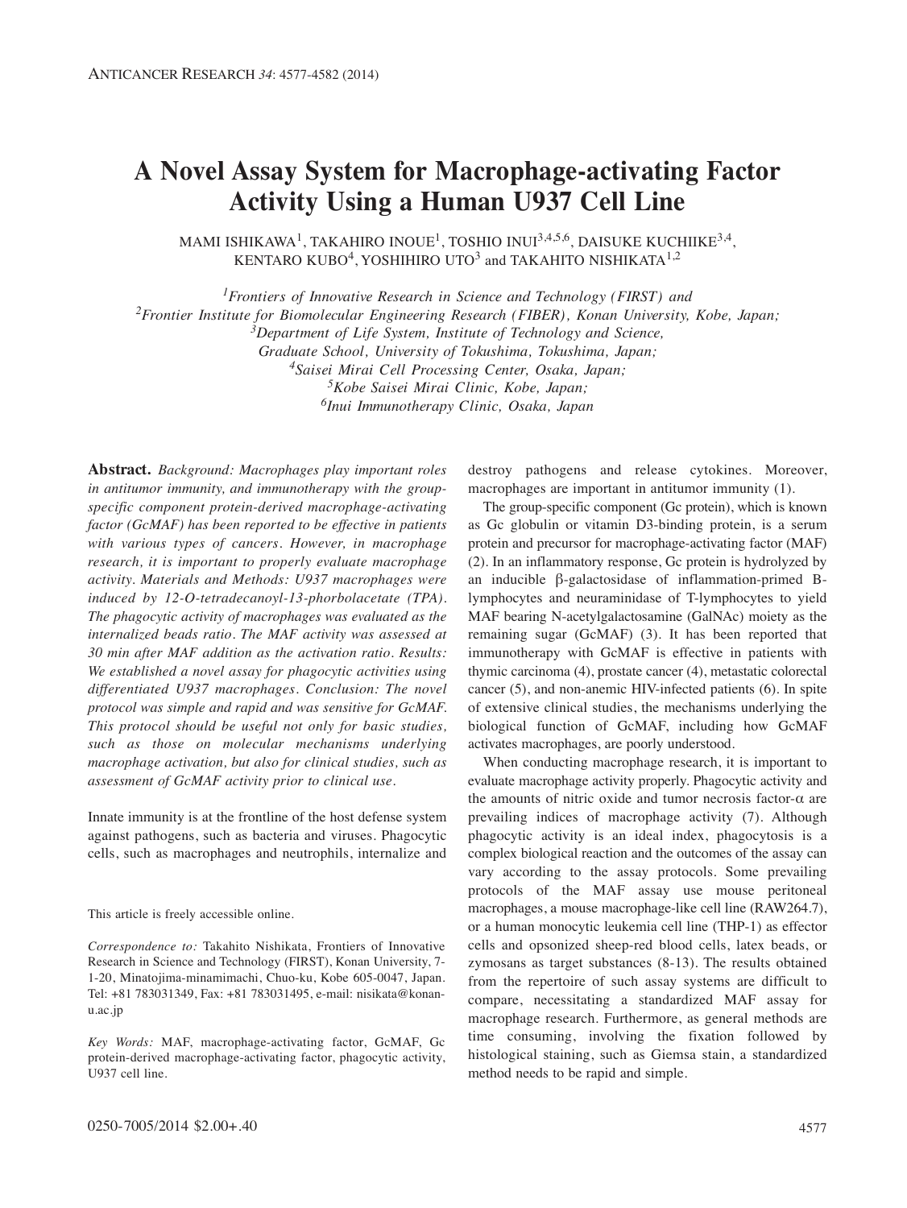# A Novel Assay System for Macrophage-activating Factor Activity Using a Human U937 Cell Line

MAMI ISHIKAWA[1], TAKAHIRO INOUE[1], TOSHIO INUI[3,4,5,6], DAISUKE KUCHIIKE[3,4], KENTARO KUBO[4], YOSHIHIRO UTO[3] and TAKAHITO NISHIKATA[1,2]

*[1]Frontiers of Innovative Research in Science and Technology (FIRST) and*
*[2]Frontier Institute for Biomolecular Engineering Research (FIBER), Konan University, Kobe, Japan;*
*[3]Department of Life System, Institute of Technology and Science, Graduate School, University of Tokushima, Tokushima, Japan;*
*[4]Saisei Mirai Cell Processing Center, Osaka, Japan;*
*[5]Kobe Saisei Mirai Clinic, Kobe, Japan;*
*[6]Inui Immunotherapy Clinic, Osaka, Japan*

**Abstract.** *Background: Macrophages play important roles in antitumor immunity, and immunotherapy with the group-specific component protein-derived macrophage-activating factor (GcMAF) has been reported to be effective in patients with various types of cancers. However, in macrophage research, it is important to properly evaluate macrophage activity. Materials and Methods: U937 macrophages were induced by 12-O-tetradecanoyl-13-phorbolacetate (TPA). The phagocytic activity of macrophages was evaluated as the internalized beads ratio. The MAF activity was assessed at 30 min after MAF addition as the activation ratio. Results: We established a novel assay for phagocytic activities using differentiated U937 macrophages. Conclusion: The novel protocol was simple and rapid and was sensitive for GcMAF. This protocol should be useful not only for basic studies, such as those on molecular mechanisms underlying macrophage activation, but also for clinical studies, such as assessment of GcMAF activity prior to clinical use.*

Innate immunity is at the frontline of the host defense system against pathogens, such as bacteria and viruses. Phagocytic cells, such as macrophages and neutrophils, internalize and destroy pathogens and release cytokines. Moreover, macrophages are important in antitumor immunity (1).

The group-specific component (Gc protein), which is known as Gc globulin or vitamin D3-binding protein, is a serum protein and precursor for macrophage-activating factor (MAF) (2). In an inflammatory response, Gc protein is hydrolyzed by an inducible β-galactosidase of inflammation-primed B-lymphocytes and neuraminidase of T-lymphocytes to yield MAF bearing N-acetylgalactosamine (GalNAc) moiety as the remaining sugar (GcMAF) (3). It has been reported that immunotherapy with GcMAF is effective in patients with thymic carcinoma (4), prostate cancer (4), metastatic colorectal cancer (5), and non-anemic HIV-infected patients (6). In spite of extensive clinical studies, the mechanisms underlying the biological function of GcMAF, including how GcMAF activates macrophages, are poorly understood.

When conducting macrophage research, it is important to evaluate macrophage activity properly. Phagocytic activity and the amounts of nitric oxide and tumor necrosis factor-α are prevailing indices of macrophage activity (7). Although phagocytic activity is an ideal index, phagocytosis is a complex biological reaction and the outcomes of the assay can vary according to the assay protocols. Some prevailing protocols of the MAF assay use mouse peritoneal macrophages, a mouse macrophage-like cell line (RAW264.7), or a human monocytic leukemia cell line (THP-1) as effector cells and opsonized sheep-red blood cells, latex beads, or zymosans as target substances (8-13). The results obtained from the repertoire of such assay systems are difficult to compare, necessitating a standardized MAF assay for macrophage research. Furthermore, as general methods are time consuming, involving the fixation followed by histological staining, such as Giemsa stain, a standardized method needs to be rapid and simple.

This article is freely accessible online.

*Correspondence to:* Takahito Nishikata, Frontiers of Innovative Research in Science and Technology (FIRST), Konan University, 7-1-20, Minatojima-minamimachi, Chuo-ku, Kobe 605-0047, Japan. Tel: +81 783031349, Fax: +81 783031495, e-mail: nisikata@konan-u.ac.jp

*Key Words:* MAF, macrophage-activating factor, GcMAF, Gc protein-derived macrophage-activating factor, phagocytic activity, U937 cell line.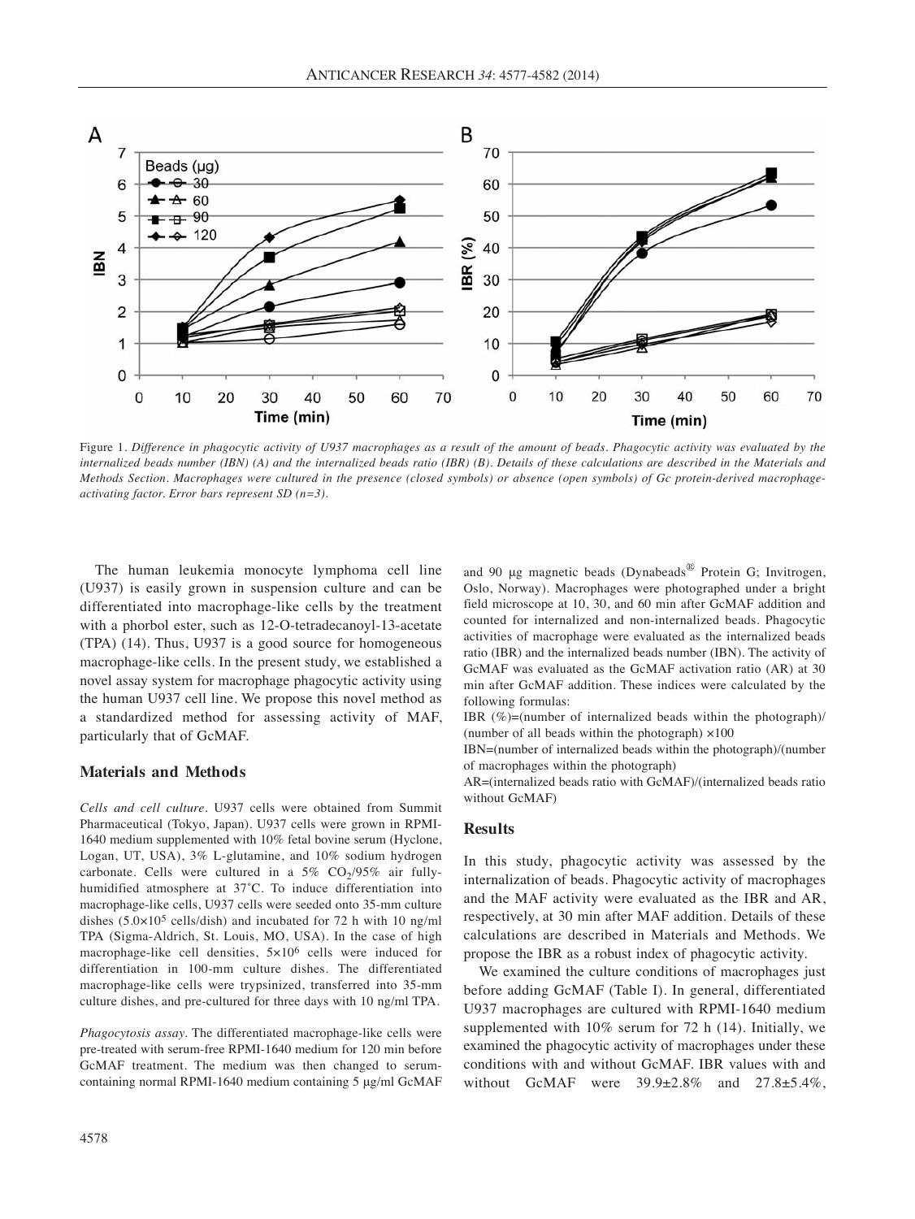Figure 1. *Difference in phagocytic activity of U937 macrophages as a result of the amount of beads. Phagocytic activity was evaluated by the internalized beads number (IBN) (A) and the internalized beads ratio (IBR) (B). Details of these calculations are described in the Materials and Methods Section. Macrophages were cultured in the presence (closed symbols) or absence (open symbols) of Gc protein-derived macrophage-activating factor. Error bars represent SD (n=3).*

The human leukemia monocyte lymphoma cell line (U937) is easily grown in suspension culture and can be differentiated into macrophage-like cells by the treatment with a phorbol ester, such as 12-O-tetradecanoyl-13-acetate (TPA) (14). Thus, U937 is a good source for homogeneous macrophage-like cells. In the present study, we established a novel assay system for macrophage phagocytic activity using the human U937 cell line. We propose this novel method as a standardized method for assessing activity of MAF, particularly that of GcMAF.

## Materials and Methods

*Cells and cell culture.* U937 cells were obtained from Summit Pharmaceutical (Tokyo, Japan). U937 cells were grown in RPMI-1640 medium supplemented with 10% fetal bovine serum (Hyclone, Logan, UT, USA), 3% L-glutamine, and 10% sodium hydrogen carbonate. Cells were cultured in a 5% $CO_2$/95% air fully-humidified atmosphere at 37˚C. To induce differentiation into macrophage-like cells, U937 cells were seeded onto 35-mm culture dishes ($5.0\times10^5$ cells/dish) and incubated for 72 h with 10 ng/ml TPA (Sigma-Aldrich, St. Louis, MO, USA). In the case of high macrophage-like cell densities, $5\times10^6$ cells were induced for differentiation in 100-mm culture dishes. The differentiated macrophage-like cells were trypsinized, transferred into 35-mm culture dishes, and pre-cultured for three days with 10 ng/ml TPA.

*Phagocytosis assay.* The differentiated macrophage-like cells were pre-treated with serum-free RPMI-1640 medium for 120 min before GcMAF treatment. The medium was then changed to serum-containing normal RPMI-1640 medium containing 5 μg/ml GcMAF and 90 μg magnetic beads (Dynabeads® Protein G; Invitrogen, Oslo, Norway). Macrophages were photographed under a bright field microscope at 10, 30, and 60 min after GcMAF addition and counted for internalized and non-internalized beads. Phagocytic activities of macrophage were evaluated as the internalized beads ratio (IBR) and the internalized beads number (IBN). The activity of GcMAF was evaluated as the GcMAF activation ratio (AR) at 30 min after GcMAF addition. These indices were calculated by the following formulas:

IBR (%)=(number of internalized beads within the photograph)/(number of all beads within the photograph) ×100

IBN=(number of internalized beads within the photograph)/(number of macrophages within the photograph)

AR=(internalized beads ratio with GcMAF)/(internalized beads ratio without GcMAF)

## Results

In this study, phagocytic activity was assessed by the internalization of beads. Phagocytic activity of macrophages and the MAF activity were evaluated as the IBR and AR, respectively, at 30 min after MAF addition. Details of these calculations are described in Materials and Methods. We propose the IBR as a robust index of phagocytic activity.

We examined the culture conditions of macrophages just before adding GcMAF (Table I). In general, differentiated U937 macrophages are cultured with RPMI-1640 medium supplemented with 10% serum for 72 h (14). Initially, we examined the phagocytic activity of macrophages under these conditions with and without GcMAF. IBR values with and without GcMAF were 39.9±2.8% and 27.8±5.4%,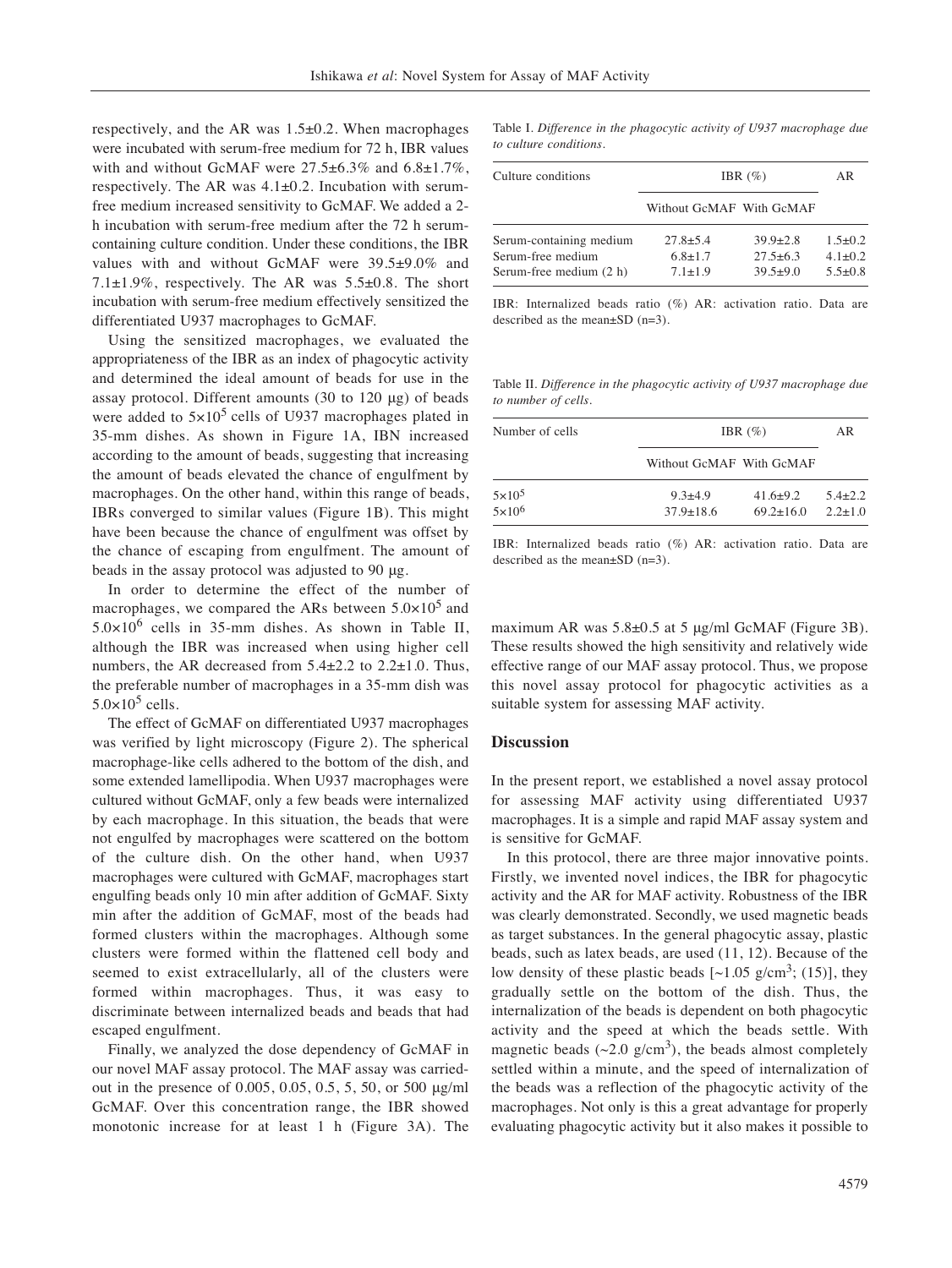respectively, and the AR was 1.5±0.2. When macrophages were incubated with serum-free medium for 72 h, IBR values with and without GcMAF were 27.5±6.3% and 6.8±1.7%, respectively. The AR was 4.1±0.2. Incubation with serum-free medium increased sensitivity to GcMAF. We added a 2-h incubation with serum-free medium after the 72 h serum-containing culture condition. Under these conditions, the IBR values with and without GcMAF were 39.5±9.0% and 7.1±1.9%, respectively. The AR was 5.5±0.8. The short incubation with serum-free medium effectively sensitized the differentiated U937 macrophages to GcMAF.

Using the sensitized macrophages, we evaluated the appropriateness of the IBR as an index of phagocytic activity and determined the ideal amount of beads for use in the assay protocol. Different amounts (30 to 120 μg) of beads were added to $5\times10^5$ cells of U937 macrophages plated in 35-mm dishes. As shown in Figure 1A, IBN increased according to the amount of beads, suggesting that increasing the amount of beads elevated the chance of engulfment by macrophages. On the other hand, within this range of beads, IBRs converged to similar values (Figure 1B). This might have been because the chance of engulfment was offset by the chance of escaping from engulfment. The amount of beads in the assay protocol was adjusted to 90 μg.

In order to determine the effect of the number of macrophages, we compared the ARs between $5.0\times10^5$ and $5.0\times10^6$ cells in 35-mm dishes. As shown in Table II, although the IBR was increased when using higher cell numbers, the AR decreased from 5.4±2.2 to 2.2±1.0. Thus, the preferable number of macrophages in a 35-mm dish was $5.0\times10^5$ cells.

The effect of GcMAF on differentiated U937 macrophages was verified by light microscopy (Figure 2). The spherical macrophage-like cells adhered to the bottom of the dish, and some extended lamellipodia. When U937 macrophages were cultured without GcMAF, only a few beads were internalized by each macrophage. In this situation, the beads that were not engulfed by macrophages were scattered on the bottom of the culture dish. On the other hand, when U937 macrophages were cultured with GcMAF, macrophages start engulfing beads only 10 min after addition of GcMAF. Sixty min after the addition of GcMAF, most of the beads had formed clusters within the macrophages. Although some clusters were formed within the flattened cell body and seemed to exist extracellularly, all of the clusters were formed within macrophages. Thus, it was easy to discriminate between internalized beads and beads that had escaped engulfment.

Finally, we analyzed the dose dependency of GcMAF in our novel MAF assay protocol. The MAF assay was carried-out in the presence of 0.005, 0.05, 0.5, 5, 50, or 500 μg/ml GcMAF. Over this concentration range, the IBR showed monotonic increase for at least 1 h (Figure 3A). The maximum AR was 5.8±0.5 at 5 μg/ml GcMAF (Figure 3B). These results showed the high sensitivity and relatively wide effective range of our MAF assay protocol. Thus, we propose this novel assay protocol for phagocytic activities as a suitable system for assessing MAF activity.

Table I. *Difference in the phagocytic activity of U937 macrophage due to culture conditions.*

| Culture conditions | IBR (%) | | AR |
|---|---|---|---|
| | Without GcMAF | With GcMAF | |
| Serum-containing medium | 27.8±5.4 | 39.9±2.8 | 1.5±0.2 |
| Serum-free medium | 6.8±1.7 | 27.5±6.3 | 4.1±0.2 |
| Serum-free medium (2 h) | 7.1±1.9 | 39.5±9.0 | 5.5±0.8 |

IBR: Internalized beads ratio (%) AR: activation ratio. Data are described as the mean±SD (n=3).

Table II. *Difference in the phagocytic activity of U937 macrophage due to number of cells.*

| Number of cells | IBR (%) | | AR |
|---|---|---|---|
| | Without GcMAF | With GcMAF | |
| $5\times10^5$ | 9.3±4.9 | 41.6±9.2 | 5.4±2.2 |
| $5\times10^6$ | 37.9±18.6 | 69.2±16.0 | 2.2±1.0 |

IBR: Internalized beads ratio (%) AR: activation ratio. Data are described as the mean±SD (n=3).

## Discussion

In the present report, we established a novel assay protocol for assessing MAF activity using differentiated U937 macrophages. It is a simple and rapid MAF assay system and is sensitive for GcMAF.

In this protocol, there are three major innovative points. Firstly, we invented novel indices, the IBR for phagocytic activity and the AR for MAF activity. Robustness of the IBR was clearly demonstrated. Secondly, we used magnetic beads as target substances. In the general phagocytic assay, plastic beads, such as latex beads, are used (11, 12). Because of the low density of these plastic beads [~1.05 g/cm$^3$; (15)], they gradually settle on the bottom of the dish. Thus, the internalization of the beads is dependent on both phagocytic activity and the speed at which the beads settle. With magnetic beads (~2.0 g/cm$^3$), the beads almost completely settled within a minute, and the speed of internalization of the beads was a reflection of the phagocytic activity of the macrophages. Not only is this a great advantage for properly evaluating phagocytic activity but it also makes it possible to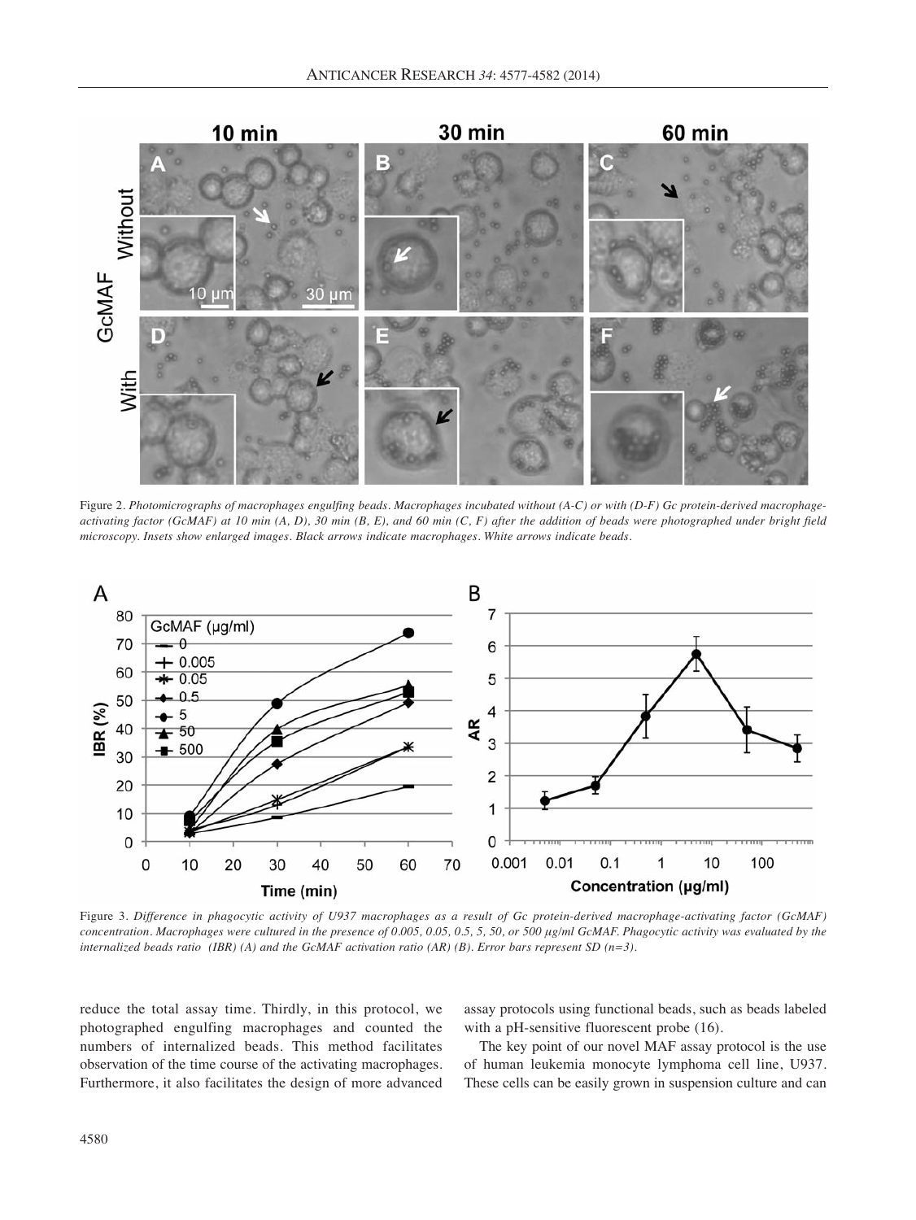Figure 2. *Photomicrographs of macrophages engulfing beads. Macrophages incubated without (A-C) or with (D-F) Gc protein-derived macrophage-activating factor (GcMAF) at 10 min (A, D), 30 min (B, E), and 60 min (C, F) after the addition of beads were photographed under bright field microscopy. Insets show enlarged images. Black arrows indicate macrophages. White arrows indicate beads.*

Figure 3. *Difference in phagocytic activity of U937 macrophages as a result of Gc protein-derived macrophage-activating factor (GcMAF) concentration. Macrophages were cultured in the presence of 0.005, 0.05, 0.5, 5, 50, or 500 μg/ml GcMAF. Phagocytic activity was evaluated by the internalized beads ratio (IBR) (A) and the GcMAF activation ratio (AR) (B). Error bars represent SD (n=3).*

reduce the total assay time. Thirdly, in this protocol, we photographed engulfing macrophages and counted the numbers of internalized beads. This method facilitates observation of the time course of the activating macrophages. Furthermore, it also facilitates the design of more advanced assay protocols using functional beads, such as beads labeled with a pH-sensitive fluorescent probe (16).

The key point of our novel MAF assay protocol is the use of human leukemia monocyte lymphoma cell line, U937. These cells can be easily grown in suspension culture and can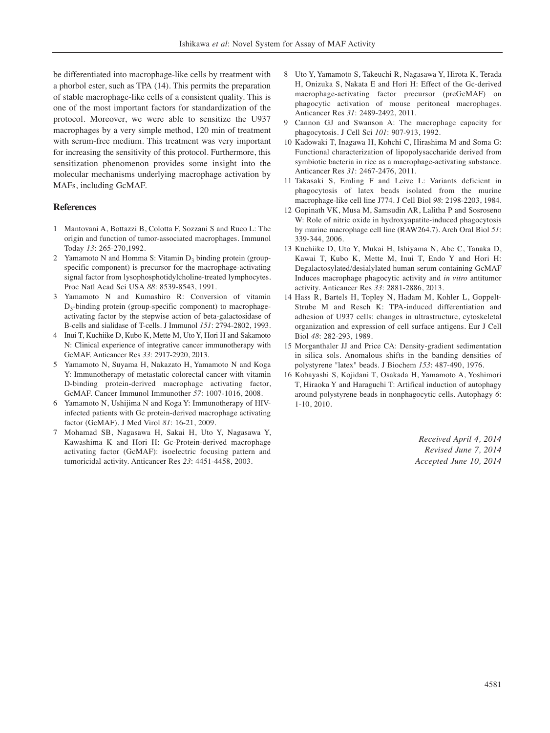be differentiated into macrophage-like cells by treatment with a phorbol ester, such as TPA (14). This permits the preparation of stable macrophage-like cells of a consistent quality. This is one of the most important factors for standardization of the protocol. Moreover, we were able to sensitize the U937 macrophages by a very simple method, 120 min of treatment with serum-free medium. This treatment was very important for increasing the sensitivity of this protocol. Furthermore, this sensitization phenomenon provides some insight into the molecular mechanisms underlying macrophage activation by MAFs, including GcMAF.

## References

1 Mantovani A, Bottazzi B, Colotta F, Sozzani S and Ruco L: The origin and function of tumor-associated macrophages. Immunol Today *13*: 265-270,1992.

2 Yamamoto N and Homma S: Vitamin $D_3$ binding protein (group-specific component) is precursor for the macrophage-activating signal factor from lysophosphotidylcholine-treated lymphocytes. Proc Natl Acad Sci USA *88*: 8539-8543, 1991.

3 Yamamoto N and Kumashiro R: Conversion of vitamin $D_3$-binding protein (group-specific component) to macrophage-activating factor by the stepwise action of beta-galactosidase of B-cells and sialidase of T-cells. J Immunol *151*: 2794-2802, 1993.

4 Inui T, Kuchiike D, Kubo K, Mette M, Uto Y, Hori H and Sakamoto N: Clinical experience of integrative cancer immunotherapy with GcMAF. Anticancer Res *33*: 2917-2920, 2013.

5 Yamamoto N, Suyama H, Nakazato H, Yamamoto N and Koga Y: Immunotherapy of metastatic colorectal cancer with vitamin D-binding protein-derived macrophage activating factor, GcMAF. Cancer Immunol Immunother *57*: 1007-1016, 2008.

6 Yamamoto N, Ushijima N and Koga Y: Immunotherapy of HIV-infected patients with Gc protein-derived macrophage activating factor (GcMAF). J Med Virol *81*: 16-21, 2009.

7 Mohamad SB, Nagasawa H, Sakai H, Uto Y, Nagasawa Y, Kawashima K and Hori H: Gc-Protein-derived macrophage activating factor (GcMAF): isoelectric focusing pattern and tumoricidal activity. Anticancer Res *23*: 4451-4458, 2003.

8 Uto Y, Yamamoto S, Takeuchi R, Nagasawa Y, Hirota K, Terada H, Onizuka S, Nakata E and Hori H: Effect of the Gc-derived macrophage-activating factor precursor (preGcMAF) on phagocytic activation of mouse peritoneal macrophages. Anticancer Res *31*: 2489-2492, 2011.

9 Cannon GJ and Swanson A: The macrophage capacity for phagocytosis. J Cell Sci *101*: 907-913, 1992.

10 Kadowaki T, Inagawa H, Kohchi C, Hirashima M and Soma G: Functional characterization of lipopolysaccharide derived from symbiotic bacteria in rice as a macrophage-activating substance. Anticancer Res *31*: 2467-2476, 2011.

11 Takasaki S, Emling F and Leive L: Variants deficient in phagocytosis of latex beads isolated from the murine macrophage-like cell line J774. J Cell Biol *98*: 2198-2203, 1984.

12 Gopinath VK, Musa M, Samsudin AR, Lalitha P and Sosroseno W: Role of nitric oxide in hydroxyapatite-induced phagocytosis by murine macrophage cell line (RAW264.7). Arch Oral Biol *51*: 339-344, 2006.

13 Kuchiike D, Uto Y, Mukai H, Ishiyama N, Abe C, Tanaka D, Kawai T, Kubo K, Mette M, Inui T, Endo Y and Hori H: Degalactosylated/desialylated human serum containing GcMAF Induces macrophage phagocytic activity and *in vitro* antitumor activity. Anticancer Res *33*: 2881-2886, 2013.

14 Hass R, Bartels H, Topley N, Hadam M, Kohler L, Goppelt-Strube M and Resch K: TPA-induced differentiation and adhesion of U937 cells: changes in ultrastructure, cytoskeletal organization and expression of cell surface antigens. Eur J Cell Biol *48*: 282-293, 1989.

15 Morganthaler JJ and Price CA: Density-gradient sedimentation in silica sols. Anomalous shifts in the banding densities of polystyrene "latex" beads. J Biochem *153*: 487-490, 1976.

16 Kobayashi S, Kojidani T, Osakada H, Yamamoto A, Yoshimori T, Hiraoka Y and Haraguchi T: Artifical induction of autophagy around polystyrene beads in nonphagocytic cells. Autophagy *6*: 1-10, 2010.

*Received April 4, 2014*
*Revised June 7, 2014*
*Accepted June 10, 2014*